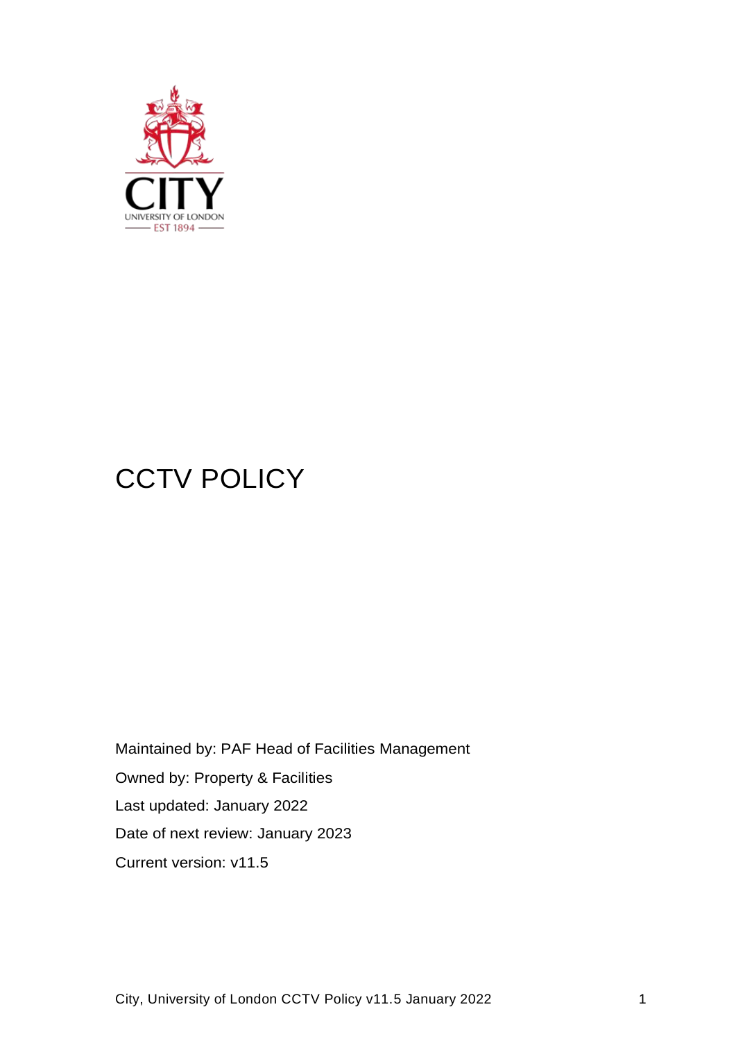# CCTV POLICY

Maintained by: PAF Head of Facilities Management

Owned by: Property & Facilities

Last updated: January 2022

Date of next review: January 2023

Current version: v11.5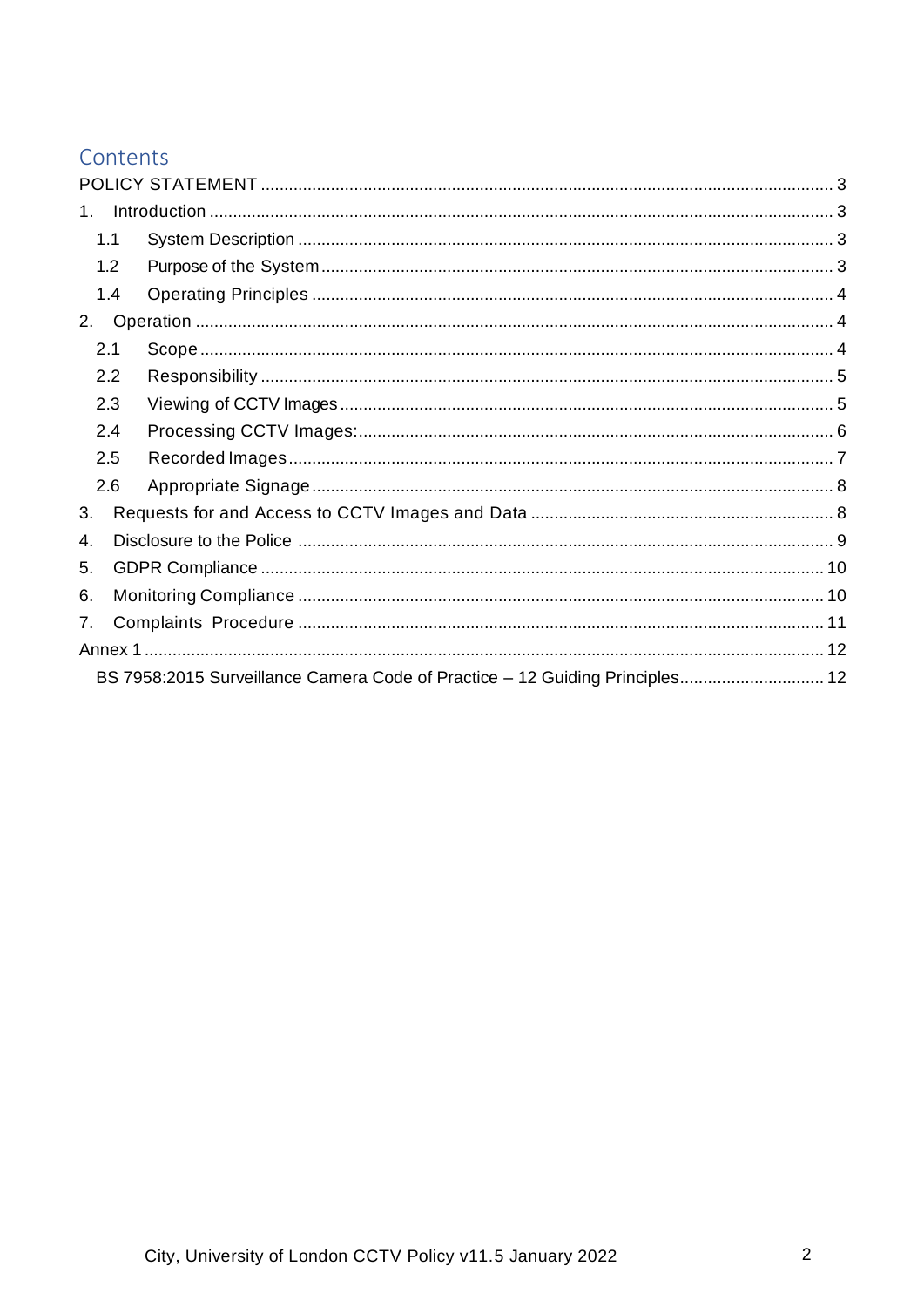# Contents

POLICY STATEMENT ..... 3

1. Introduction ..... 3
   - 1.1 System Description ..... 3
   - 1.2 Purpose of the System ..... 3
   - 1.4 Operating Principles ..... 4
2. Operation ..... 4
   - 2.1 Scope ..... 4
   - 2.2 Responsibility ..... 5
   - 2.3 Viewing of CCTV Images ..... 5
   - 2.4 Processing CCTV Images: ..... 6
   - 2.5 Recorded Images ..... 7
   - 2.6 Appropriate Signage ..... 8
3. Requests for and Access to CCTV Images and Data ..... 8
4. Disclosure to the Police ..... 9
5. GDPR Compliance ..... 10
6. Monitoring Compliance ..... 10
7. Complaints Procedure ..... 11

Annex 1 ..... 12

- BS 7958:2015 Surveillance Camera Code of Practice – 12 Guiding Principles ..... 12

City, University of London CCTV Policy v11.5 January 2022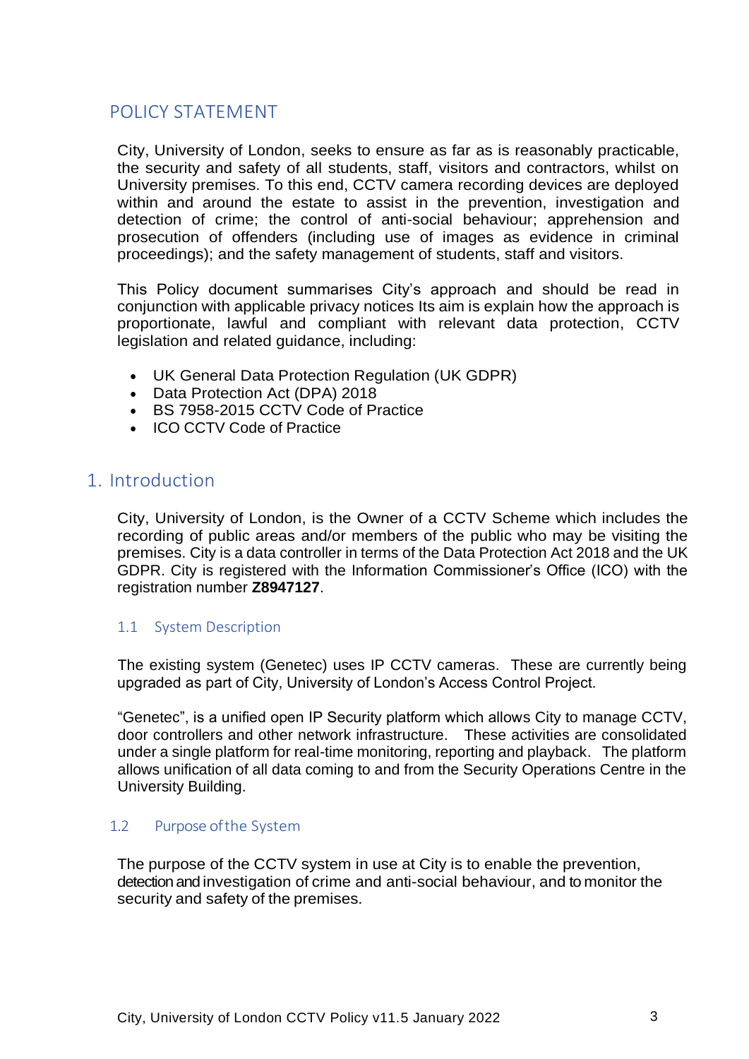## POLICY STATEMENT

City, University of London, seeks to ensure as far as is reasonably practicable, the security and safety of all students, staff, visitors and contractors, whilst on University premises. To this end, CCTV camera recording devices are deployed within and around the estate to assist in the prevention, investigation and detection of crime; the control of anti-social behaviour; apprehension and prosecution of offenders (including use of images as evidence in criminal proceedings); and the safety management of students, staff and visitors.

This Policy document summarises City's approach and should be read in conjunction with applicable privacy notices Its aim is explain how the approach is proportionate, lawful and compliant with relevant data protection, CCTV legislation and related guidance, including:

- UK General Data Protection Regulation (UK GDPR)
- Data Protection Act (DPA) 2018
- BS 7958-2015 CCTV Code of Practice
- ICO CCTV Code of Practice

## 1. Introduction

City, University of London, is the Owner of a CCTV Scheme which includes the recording of public areas and/or members of the public who may be visiting the premises. City is a data controller in terms of the Data Protection Act 2018 and the UK GDPR. City is registered with the Information Commissioner's Office (ICO) with the registration number **Z8947127**.

### 1.1 System Description

The existing system (Genetec) uses IP CCTV cameras. These are currently being upgraded as part of City, University of London's Access Control Project.

"Genetec", is a unified open IP Security platform which allows City to manage CCTV, door controllers and other network infrastructure. These activities are consolidated under a single platform for real-time monitoring, reporting and playback. The platform allows unification of all data coming to and from the Security Operations Centre in the University Building.

### 1.2 Purpose of the System

The purpose of the CCTV system in use at City is to enable the prevention, detection and investigation of crime and anti-social behaviour, and to monitor the security and safety of the premises.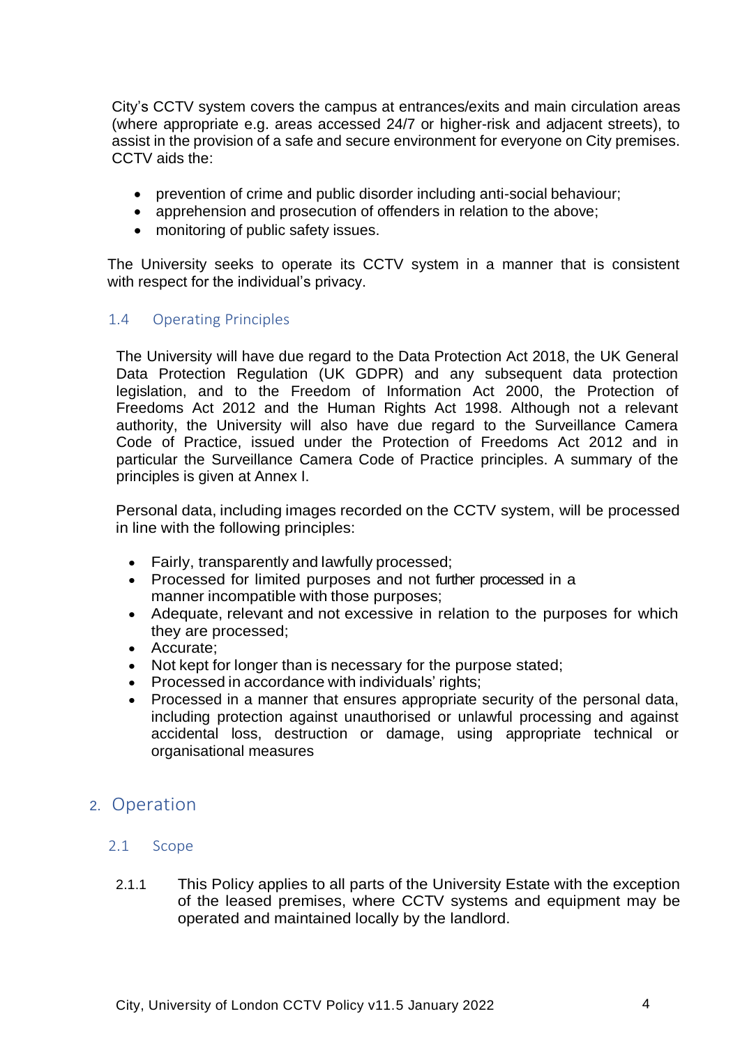City's CCTV system covers the campus at entrances/exits and main circulation areas (where appropriate e.g. areas accessed 24/7 or higher-risk and adjacent streets), to assist in the provision of a safe and secure environment for everyone on City premises. CCTV aids the:

- prevention of crime and public disorder including anti-social behaviour;
- apprehension and prosecution of offenders in relation to the above;
- monitoring of public safety issues.

The University seeks to operate its CCTV system in a manner that is consistent with respect for the individual's privacy.

### 1.4 Operating Principles

The University will have due regard to the Data Protection Act 2018, the UK General Data Protection Regulation (UK GDPR) and any subsequent data protection legislation, and to the Freedom of Information Act 2000, the Protection of Freedoms Act 2012 and the Human Rights Act 1998. Although not a relevant authority, the University will also have due regard to the Surveillance Camera Code of Practice, issued under the Protection of Freedoms Act 2012 and in particular the Surveillance Camera Code of Practice principles. A summary of the principles is given at Annex I.

Personal data, including images recorded on the CCTV system, will be processed in line with the following principles:

- Fairly, transparently and lawfully processed;
- Processed for limited purposes and not further processed in a manner incompatible with those purposes;
- Adequate, relevant and not excessive in relation to the purposes for which they are processed;
- Accurate;
- Not kept for longer than is necessary for the purpose stated;
- Processed in accordance with individuals' rights;
- Processed in a manner that ensures appropriate security of the personal data, including protection against unauthorised or unlawful processing and against accidental loss, destruction or damage, using appropriate technical or organisational measures

## 2. Operation

### 2.1 Scope

2.1.1 This Policy applies to all parts of the University Estate with the exception of the leased premises, where CCTV systems and equipment may be operated and maintained locally by the landlord.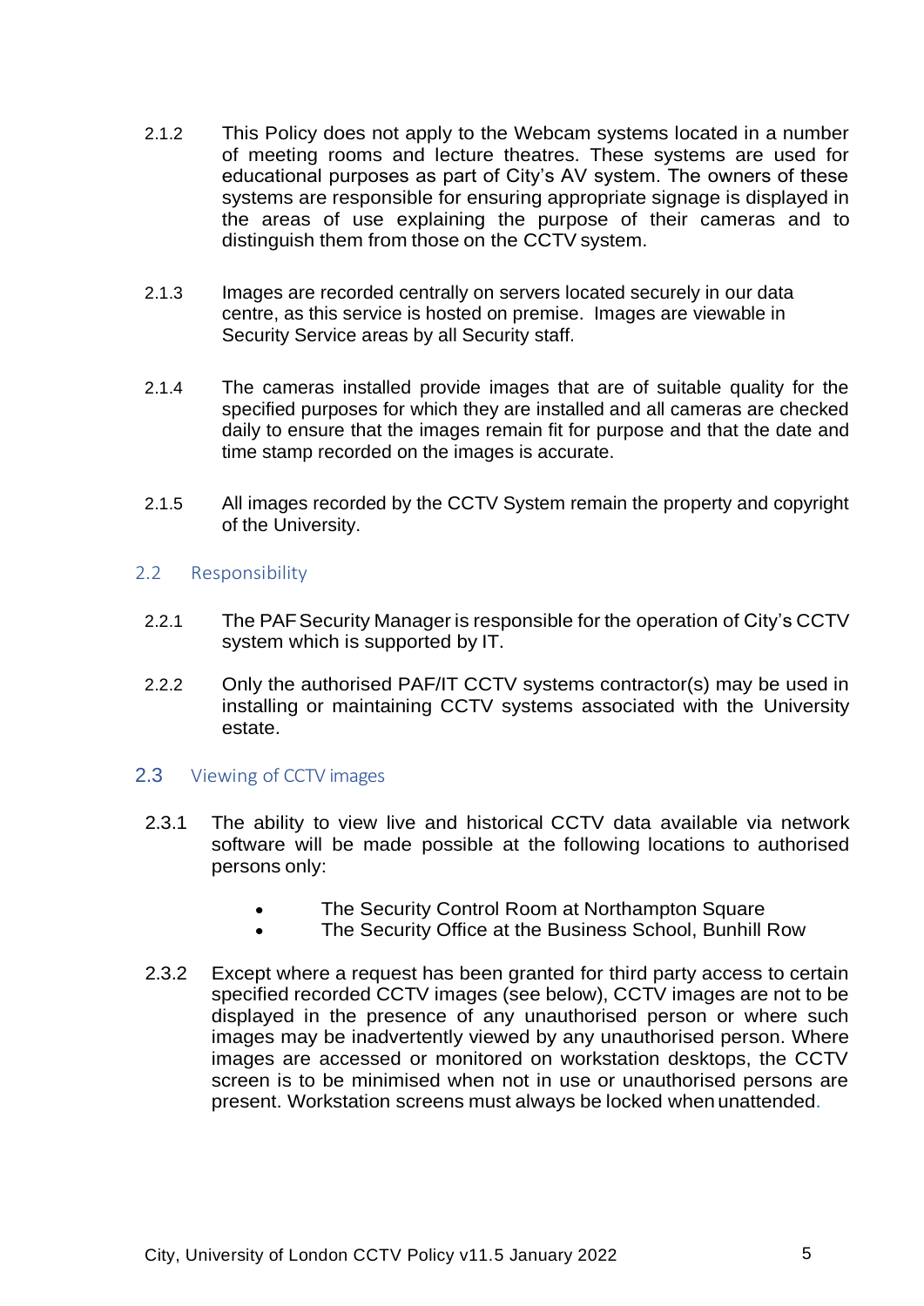2.1.2 This Policy does not apply to the Webcam systems located in a number of meeting rooms and lecture theatres. These systems are used for educational purposes as part of City's AV system. The owners of these systems are responsible for ensuring appropriate signage is displayed in the areas of use explaining the purpose of their cameras and to distinguish them from those on the CCTV system.

2.1.3 Images are recorded centrally on servers located securely in our data centre, as this service is hosted on premise. Images are viewable in Security Service areas by all Security staff.

2.1.4 The cameras installed provide images that are of suitable quality for the specified purposes for which they are installed and all cameras are checked daily to ensure that the images remain fit for purpose and that the date and time stamp recorded on the images is accurate.

2.1.5 All images recorded by the CCTV System remain the property and copyright of the University.

## 2.2 Responsibility

2.2.1 The PAF Security Manager is responsible for the operation of City's CCTV system which is supported by IT.

2.2.2 Only the authorised PAF/IT CCTV systems contractor(s) may be used in installing or maintaining CCTV systems associated with the University estate.

## 2.3 Viewing of CCTV images

2.3.1 The ability to view live and historical CCTV data available via network software will be made possible at the following locations to authorised persons only:

- The Security Control Room at Northampton Square
- The Security Office at the Business School, Bunhill Row

2.3.2 Except where a request has been granted for third party access to certain specified recorded CCTV images (see below), CCTV images are not to be displayed in the presence of any unauthorised person or where such images may be inadvertently viewed by any unauthorised person. Where images are accessed or monitored on workstation desktops, the CCTV screen is to be minimised when not in use or unauthorised persons are present. Workstation screens must always be locked when unattended.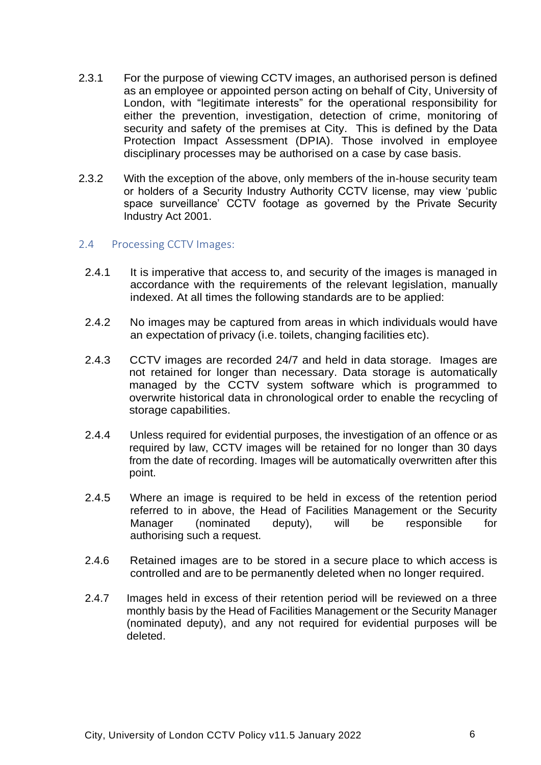2.3.1 For the purpose of viewing CCTV images, an authorised person is defined as an employee or appointed person acting on behalf of City, University of London, with "legitimate interests" for the operational responsibility for either the prevention, investigation, detection of crime, monitoring of security and safety of the premises at City. This is defined by the Data Protection Impact Assessment (DPIA). Those involved in employee disciplinary processes may be authorised on a case by case basis.

2.3.2 With the exception of the above, only members of the in-house security team or holders of a Security Industry Authority CCTV license, may view 'public space surveillance' CCTV footage as governed by the Private Security Industry Act 2001.

## 2.4 Processing CCTV Images:

2.4.1 It is imperative that access to, and security of the images is managed in accordance with the requirements of the relevant legislation, manually indexed. At all times the following standards are to be applied:

2.4.2 No images may be captured from areas in which individuals would have an expectation of privacy (i.e. toilets, changing facilities etc).

2.4.3 CCTV images are recorded 24/7 and held in data storage. Images are not retained for longer than necessary. Data storage is automatically managed by the CCTV system software which is programmed to overwrite historical data in chronological order to enable the recycling of storage capabilities.

2.4.4 Unless required for evidential purposes, the investigation of an offence or as required by law, CCTV images will be retained for no longer than 30 days from the date of recording. Images will be automatically overwritten after this point.

2.4.5 Where an image is required to be held in excess of the retention period referred to in above, the Head of Facilities Management or the Security Manager (nominated deputy), will be responsible for authorising such a request.

2.4.6 Retained images are to be stored in a secure place to which access is controlled and are to be permanently deleted when no longer required.

2.4.7 Images held in excess of their retention period will be reviewed on a three monthly basis by the Head of Facilities Management or the Security Manager (nominated deputy), and any not required for evidential purposes will be deleted.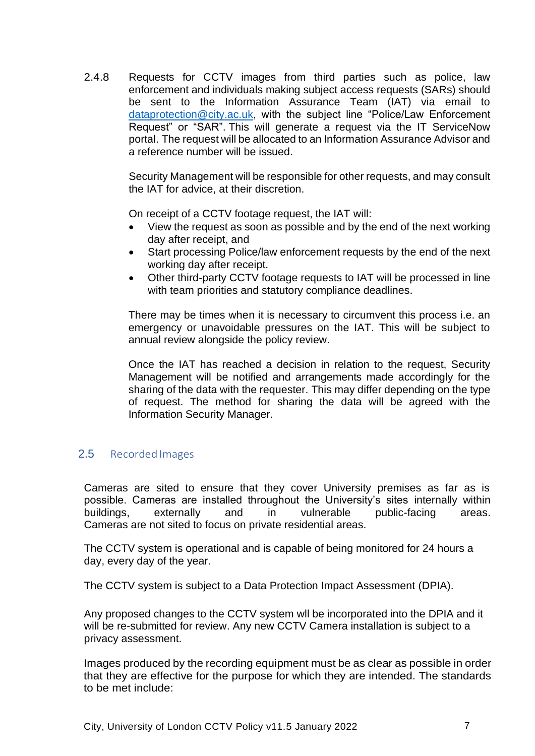2.4.8 Requests for CCTV images from third parties such as police, law enforcement and individuals making subject access requests (SARs) should be sent to the Information Assurance Team (IAT) via email to dataprotection@city.ac.uk, with the subject line “Police/Law Enforcement Request” or “SAR”. This will generate a request via the IT ServiceNow portal. The request will be allocated to an Information Assurance Advisor and a reference number will be issued.

Security Management will be responsible for other requests, and may consult the IAT for advice, at their discretion.

On receipt of a CCTV footage request, the IAT will:

- View the request as soon as possible and by the end of the next working day after receipt, and
- Start processing Police/law enforcement requests by the end of the next working day after receipt.
- Other third-party CCTV footage requests to IAT will be processed in line with team priorities and statutory compliance deadlines.

There may be times when it is necessary to circumvent this process i.e. an emergency or unavoidable pressures on the IAT. This will be subject to annual review alongside the policy review.

Once the IAT has reached a decision in relation to the request, Security Management will be notified and arrangements made accordingly for the sharing of the data with the requester. This may differ depending on the type of request. The method for sharing the data will be agreed with the Information Security Manager.

## 2.5 Recorded Images

Cameras are sited to ensure that they cover University premises as far as is possible. Cameras are installed throughout the University’s sites internally within buildings, externally and in vulnerable public-facing areas. Cameras are not sited to focus on private residential areas.

The CCTV system is operational and is capable of being monitored for 24 hours a day, every day of the year.

The CCTV system is subject to a Data Protection Impact Assessment (DPIA).

Any proposed changes to the CCTV system wll be incorporated into the DPIA and it will be re-submitted for review. Any new CCTV Camera installation is subject to a privacy assessment.

Images produced by the recording equipment must be as clear as possible in order that they are effective for the purpose for which they are intended. The standards to be met include: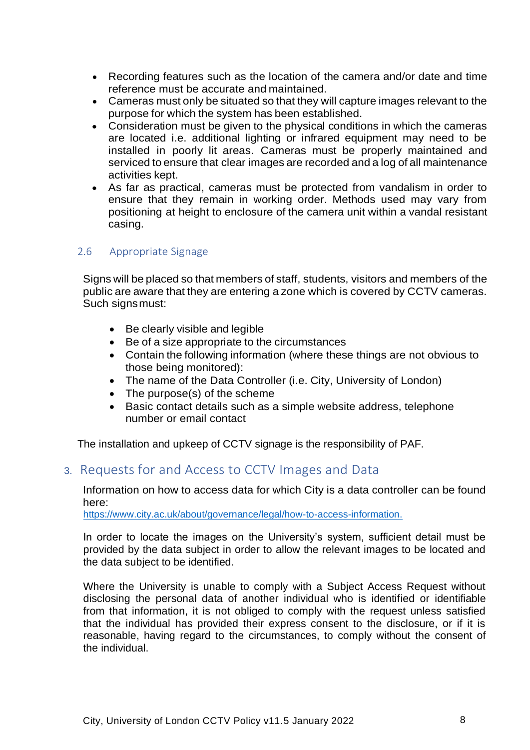- Recording features such as the location of the camera and/or date and time reference must be accurate and maintained.
- Cameras must only be situated so that they will capture images relevant to the purpose for which the system has been established.
- Consideration must be given to the physical conditions in which the cameras are located i.e. additional lighting or infrared equipment may need to be installed in poorly lit areas. Cameras must be properly maintained and serviced to ensure that clear images are recorded and a log of all maintenance activities kept.
- As far as practical, cameras must be protected from vandalism in order to ensure that they remain in working order. Methods used may vary from positioning at height to enclosure of the camera unit within a vandal resistant casing.

### 2.6 Appropriate Signage

Signs will be placed so that members of staff, students, visitors and members of the public are aware that they are entering a zone which is covered by CCTV cameras. Such signs must:

- Be clearly visible and legible
- Be of a size appropriate to the circumstances
- Contain the following information (where these things are not obvious to those being monitored):
- The name of the Data Controller (i.e. City, University of London)
- The purpose(s) of the scheme
- Basic contact details such as a simple website address, telephone number or email contact

The installation and upkeep of CCTV signage is the responsibility of PAF.

## 3. Requests for and Access to CCTV Images and Data

Information on how to access data for which City is a data controller can be found here:
https://www.city.ac.uk/about/governance/legal/how-to-access-information.

In order to locate the images on the University's system, sufficient detail must be provided by the data subject in order to allow the relevant images to be located and the data subject to be identified.

Where the University is unable to comply with a Subject Access Request without disclosing the personal data of another individual who is identified or identifiable from that information, it is not obliged to comply with the request unless satisfied that the individual has provided their express consent to the disclosure, or if it is reasonable, having regard to the circumstances, to comply without the consent of the individual.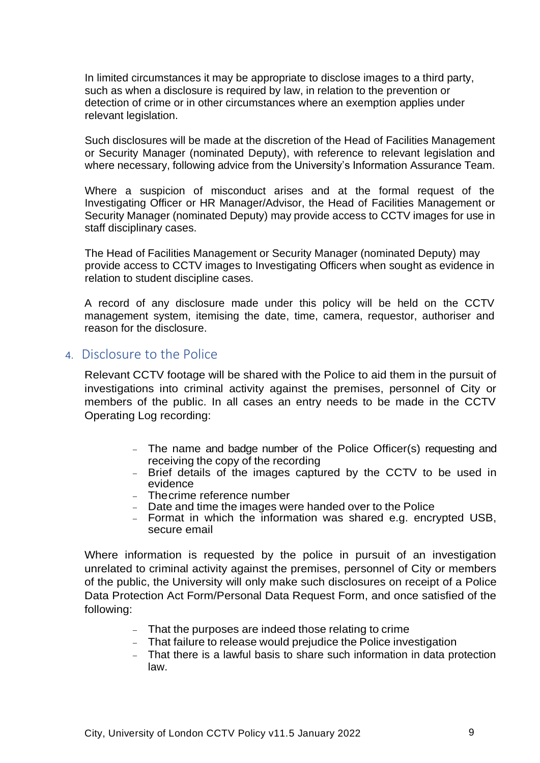In limited circumstances it may be appropriate to disclose images to a third party, such as when a disclosure is required by law, in relation to the prevention or detection of crime or in other circumstances where an exemption applies under relevant legislation.

Such disclosures will be made at the discretion of the Head of Facilities Management or Security Manager (nominated Deputy), with reference to relevant legislation and where necessary, following advice from the University's Information Assurance Team.

Where a suspicion of misconduct arises and at the formal request of the Investigating Officer or HR Manager/Advisor, the Head of Facilities Management or Security Manager (nominated Deputy) may provide access to CCTV images for use in staff disciplinary cases.

The Head of Facilities Management or Security Manager (nominated Deputy) may provide access to CCTV images to Investigating Officers when sought as evidence in relation to student discipline cases.

A record of any disclosure made under this policy will be held on the CCTV management system, itemising the date, time, camera, requestor, authoriser and reason for the disclosure.

## 4. Disclosure to the Police

Relevant CCTV footage will be shared with the Police to aid them in the pursuit of investigations into criminal activity against the premises, personnel of City or members of the public. In all cases an entry needs to be made in the CCTV Operating Log recording:

- The name and badge number of the Police Officer(s) requesting and receiving the copy of the recording
- Brief details of the images captured by the CCTV to be used in evidence
- The crime reference number
- Date and time the images were handed over to the Police
- Format in which the information was shared e.g. encrypted USB, secure email

Where information is requested by the police in pursuit of an investigation unrelated to criminal activity against the premises, personnel of City or members of the public, the University will only make such disclosures on receipt of a Police Data Protection Act Form/Personal Data Request Form, and once satisfied of the following:

- That the purposes are indeed those relating to crime
- That failure to release would prejudice the Police investigation
- That there is a lawful basis to share such information in data protection law.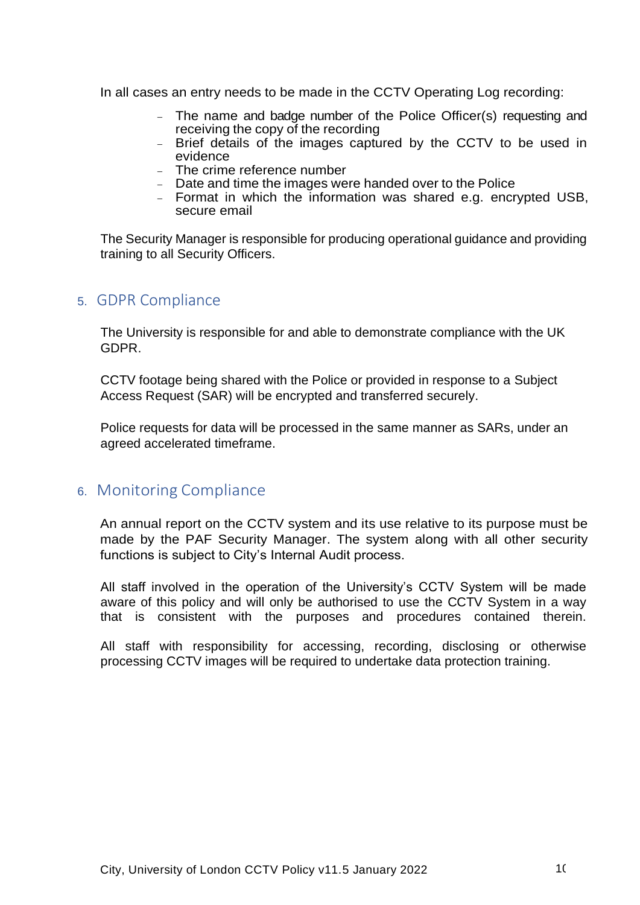In all cases an entry needs to be made in the CCTV Operating Log recording:

- The name and badge number of the Police Officer(s) requesting and receiving the copy of the recording
- Brief details of the images captured by the CCTV to be used in evidence
- The crime reference number
- Date and time the images were handed over to the Police
- Format in which the information was shared e.g. encrypted USB, secure email

The Security Manager is responsible for producing operational guidance and providing training to all Security Officers.

## 5. GDPR Compliance

The University is responsible for and able to demonstrate compliance with the UK GDPR.

CCTV footage being shared with the Police or provided in response to a Subject Access Request (SAR) will be encrypted and transferred securely.

Police requests for data will be processed in the same manner as SARs, under an agreed accelerated timeframe.

## 6. Monitoring Compliance

An annual report on the CCTV system and its use relative to its purpose must be made by the PAF Security Manager. The system along with all other security functions is subject to City's Internal Audit process.

All staff involved in the operation of the University's CCTV System will be made aware of this policy and will only be authorised to use the CCTV System in a way that is consistent with the purposes and procedures contained therein.

All staff with responsibility for accessing, recording, disclosing or otherwise processing CCTV images will be required to undertake data protection training.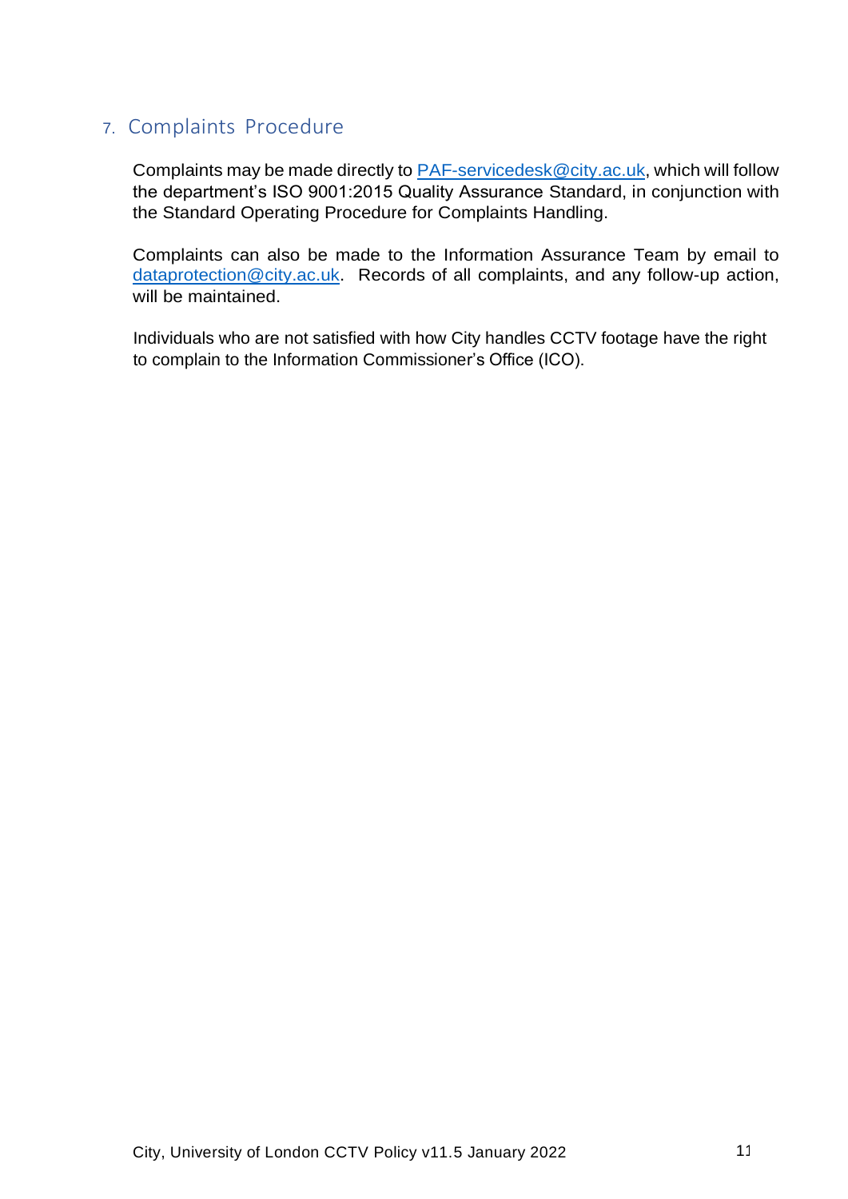## 7. Complaints Procedure

Complaints may be made directly to PAF-servicedesk@city.ac.uk, which will follow the department's ISO 9001:2015 Quality Assurance Standard, in conjunction with the Standard Operating Procedure for Complaints Handling.

Complaints can also be made to the Information Assurance Team by email to dataprotection@city.ac.uk. Records of all complaints, and any follow-up action, will be maintained.

Individuals who are not satisfied with how City handles CCTV footage have the right to complain to the Information Commissioner's Office (ICO).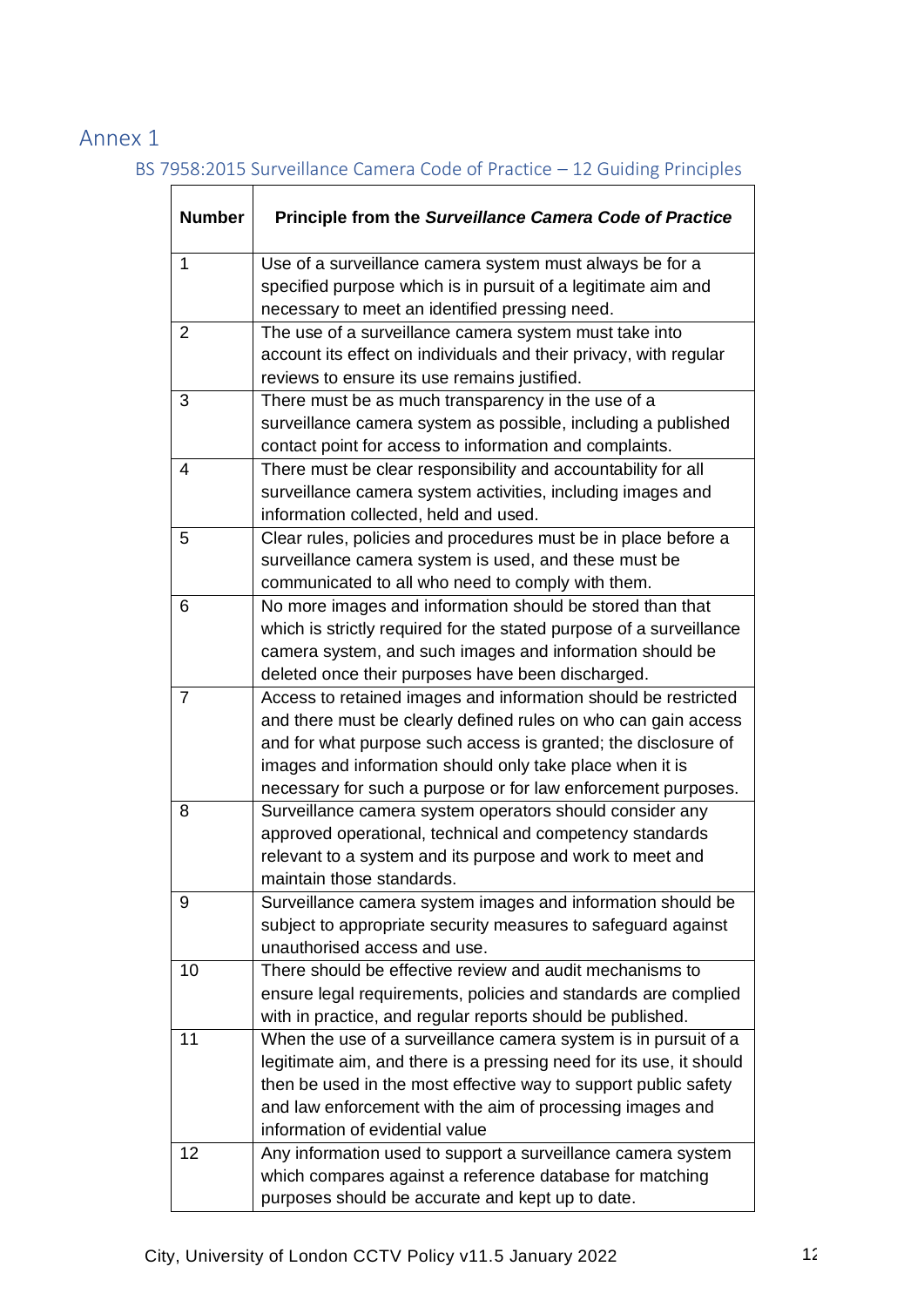## Annex 1

### BS 7958:2015 Surveillance Camera Code of Practice – 12 Guiding Principles

| Number | Principle from the ***Surveillance Camera Code of Practice*** |
|---|---|
| 1 | Use of a surveillance camera system must always be for a specified purpose which is in pursuit of a legitimate aim and necessary to meet an identified pressing need. |
| 2 | The use of a surveillance camera system must take into account its effect on individuals and their privacy, with regular reviews to ensure its use remains justified. |
| 3 | There must be as much transparency in the use of a surveillance camera system as possible, including a published contact point for access to information and complaints. |
| 4 | There must be clear responsibility and accountability for all surveillance camera system activities, including images and information collected, held and used. |
| 5 | Clear rules, policies and procedures must be in place before a surveillance camera system is used, and these must be communicated to all who need to comply with them. |
| 6 | No more images and information should be stored than that which is strictly required for the stated purpose of a surveillance camera system, and such images and information should be deleted once their purposes have been discharged. |
| 7 | Access to retained images and information should be restricted and there must be clearly defined rules on who can gain access and for what purpose such access is granted; the disclosure of images and information should only take place when it is necessary for such a purpose or for law enforcement purposes. |
| 8 | Surveillance camera system operators should consider any approved operational, technical and competency standards relevant to a system and its purpose and work to meet and maintain those standards. |
| 9 | Surveillance camera system images and information should be subject to appropriate security measures to safeguard against unauthorised access and use. |
| 10 | There should be effective review and audit mechanisms to ensure legal requirements, policies and standards are complied with in practice, and regular reports should be published. |
| 11 | When the use of a surveillance camera system is in pursuit of a legitimate aim, and there is a pressing need for its use, it should then be used in the most effective way to support public safety and law enforcement with the aim of processing images and information of evidential value |
| 12 | Any information used to support a surveillance camera system which compares against a reference database for matching purposes should be accurate and kept up to date. |